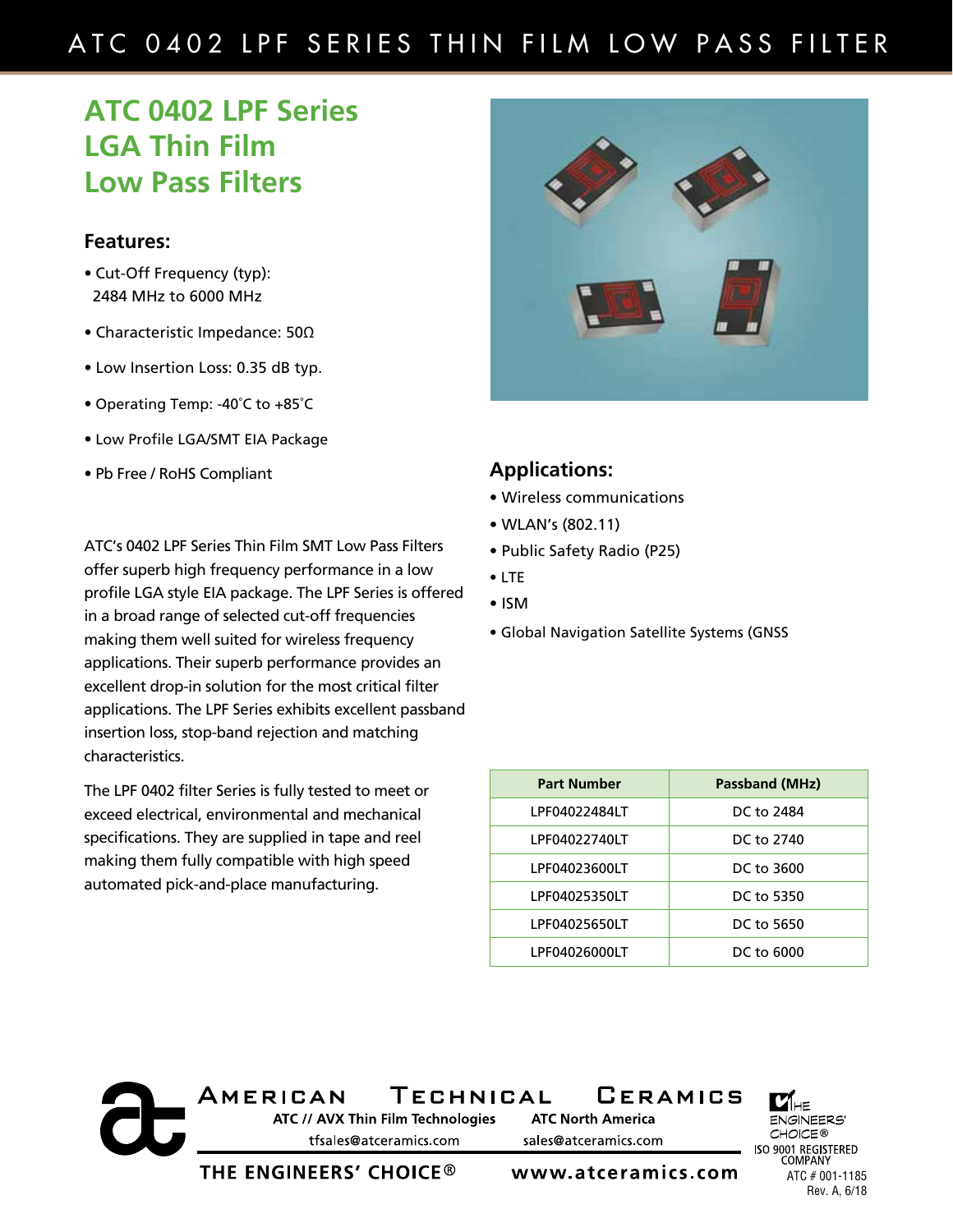# ATC 0402 LPF Series LGA Thin Film Low Pass Filters

## Features:

- Cut-Off Frequency (typ): 2484 MHz to 6000 MHz
- Characteristic Impedance: 50Ω
- Low Insertion Loss: 0.35 dB typ.
- Operating Temp: -40˚C to +85˚C
- Low Profile LGA/SMT EIA Package
- Pb Free / RoHS Compliant

ATC's 0402 LPF Series Thin Film SMT Low Pass Filters offer superb high frequency performance in a low profile LGA style EIA package. The LPF Series is offered in a broad range of selected cut-off frequencies making them well suited for wireless frequency applications. Their superb performance provides an excellent drop-in solution for the most critical filter applications. The LPF Series exhibits excellent passband insertion loss, stop-band rejection and matching characteristics.

The LPF 0402 filter Series is fully tested to meet or exceed electrical, environmental and mechanical specifications. They are supplied in tape and reel making them fully compatible with high speed automated pick-and-place manufacturing.

## Applications:

- Wireless communications
- WLAN's (802.11)
- Public Safety Radio (P25)
- LTE
- ISM
- Global Navigation Satellite Systems (GNSS

| Part Number | Passband (MHz) |
|---|---|
| LPF04022484LT | DC to 2484 |
| LPF04022740LT | DC to 2740 |
| LPF04023600LT | DC to 3600 |
| LPF04025350LT | DC to 5350 |
| LPF04025650LT | DC to 5650 |
| LPF04026000LT | DC to 6000 |

AMERICAN TECHNICAL CERAMICS

ATC // AVX Thin Film Technologies — tfsales@atceramics.com

ATC North America — sales@atceramics.com

THE ENGINEERS' CHOICE® — www.atceramics.com

THE ENGINEERS' CHOICE® — ISO 9001 REGISTERED COMPANY

ATC # 001-1185
Rev. A, 6/18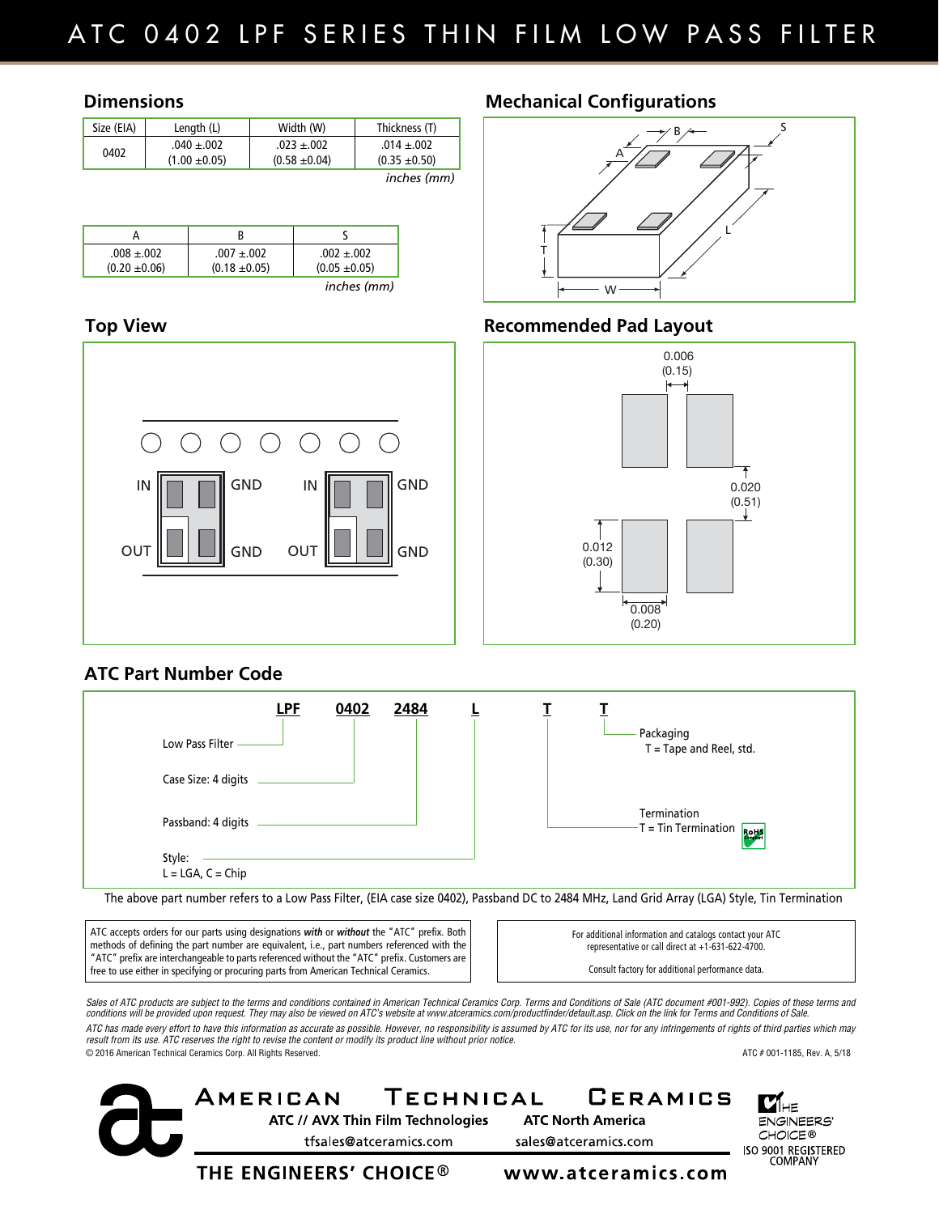# ATC 0402 LPF SERIES THIN FILM LOW PASS FILTER

## Dimensions

| Size (EIA) | Length (L) | Width (W) | Thickness (T) |
|---|---|---|---|
| 0402 | .040 ±.002 (1.00 ±0.05) | .023 ±.002 (0.58 ±0.04) | .014 ±.002 (0.35 ±0.50) |

*inches (mm)*

| A | B | S |
|---|---|---|
| .008 ±.002 (0.20 ±0.06) | .007 ±.002 (0.18 ±0.05) | .002 ±.002 (0.05 ±0.05) |

*inches (mm)*

## Mechanical Configurations

## Top View

IN GND IN GND

OUT GND OUT GND

## Recommended Pad Layout

0.006 (0.15)

0.020 (0.51)

0.012 (0.30)

0.008 (0.20)

## ATC Part Number Code

**LPF 0402 2484 L T T**

- Low Pass Filter — LPF
- Case Size: 4 digits — 0402
- Passband: 4 digits — 2484
- Style: L = LGA, C = Chip — L
- Termination: T = Tin Termination (RoHS Compliant) — T
- Packaging: T = Tape and Reel, std. — T

The above part number refers to a Low Pass Filter, (EIA case size 0402), Passband DC to 2484 MHz, Land Grid Array (LGA) Style, Tin Termination

ATC accepts orders for our parts using designations ***with*** or ***without*** the "ATC" prefix. Both methods of defining the part number are equivalent, i.e., part numbers referenced with the "ATC" prefix are interchangeable to parts referenced without the "ATC" prefix. Customers are free to use either in specifying or procuring parts from American Technical Ceramics.

For additional information and catalogs contact your ATC representative or call direct at +1-631-622-4700.

Consult factory for additional performance data.

*Sales of ATC products are subject to the terms and conditions contained in American Technical Ceramics Corp. Terms and Conditions of Sale (ATC document #001-992). Copies of these terms and conditions will be provided upon request. They may also be viewed on ATC's website at www.atceramics.com/productfinder/default.asp. Click on the link for Terms and Conditions of Sale.*

*ATC has made every effort to have this information as accurate as possible. However, no responsibility is assumed by ATC for its use, nor for any infringements of rights of third parties which may result from its use. ATC reserves the right to revise the content or modify its product line without prior notice.*

© 2016 American Technical Ceramics Corp. All Rights Reserved.

ATC # 001-1185, Rev. A, 5/18

**AMERICAN TECHNICAL CERAMICS**

**ATC // AVX Thin Film Technologies** — tfsales@atceramics.com

**ATC North America** — sales@atceramics.com

THE ENGINEERS' CHOICE® ISO 9001 REGISTERED COMPANY

**THE ENGINEERS' CHOICE®** **www.atceramics.com**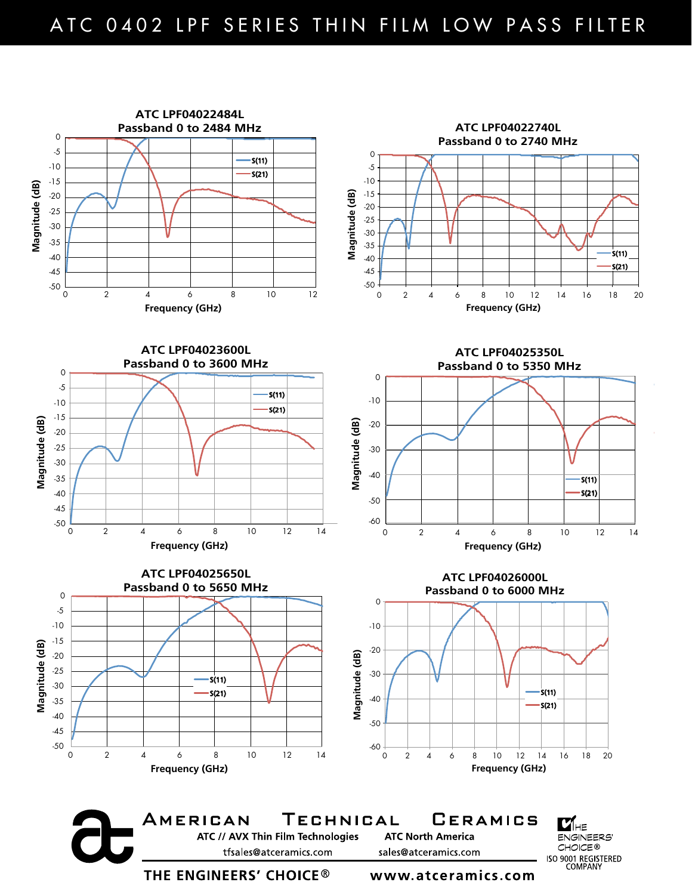# ATC 0402 LPF SERIES THIN FILM LOW PASS FILTER

ATC LPF04022484L
Passband 0 to 2484 MHz

Magnitude (dB)
0
-5
-10
-15
-20
-25
-30
-35
-40
-45
-50
0 2 4 6 8 10 12
Frequency (GHz)
S(11)
S(21)

ATC LPF04022740L
Passband 0 to 2740 MHz

Magnitude (dB)
0
-5
-10
-15
-20
-25
-30
-35
-40
-45
-50
0 2 4 6 8 10 12 14 16 18 20
Frequency (GHz)
S(11)
S(21)

ATC LPF04023600L
Passband 0 to 3600 MHz

Magnitude (dB)
0
-5
-10
-15
-20
-25
-30
-35
-40
-45
-50
0 2 4 6 8 10 12 14
Frequency (GHz)
S(11)
S(21)

ATC LPF04025350L
Passband 0 to 5350 MHz

Magnitude (dB)
0
-10
-20
-30
-40
-50
-60
0 2 4 6 8 10 12 14
Frequency (GHz)
S(11)
S(21)

ATC LPF04025650L
Passband 0 to 5650 MHz

Magnitude (dB)
0
-5
-10
-15
-20
-25
-30
-35
-40
-45
-50
0 2 4 6 8 10 12 14
Frequency (GHz)
S(11)
S(21)

ATC LPF04026000L
Passband 0 to 6000 MHz

Magnitude (dB)
0
-10
-20
-30
-40
-50
-60
0 2 4 6 8 10 12 14 16 18 20
Frequency (GHz)
S(11)
S(21)

AMERICAN TECHNICAL CERAMICS

ATC // AVX Thin Film Technologies
tfsales@atceramics.com

ATC North America
sales@atceramics.com

THE ENGINEERS' CHOICE®

www.atceramics.com

THE ENGINEERS' CHOICE®
ISO 9001 REGISTERED COMPANY